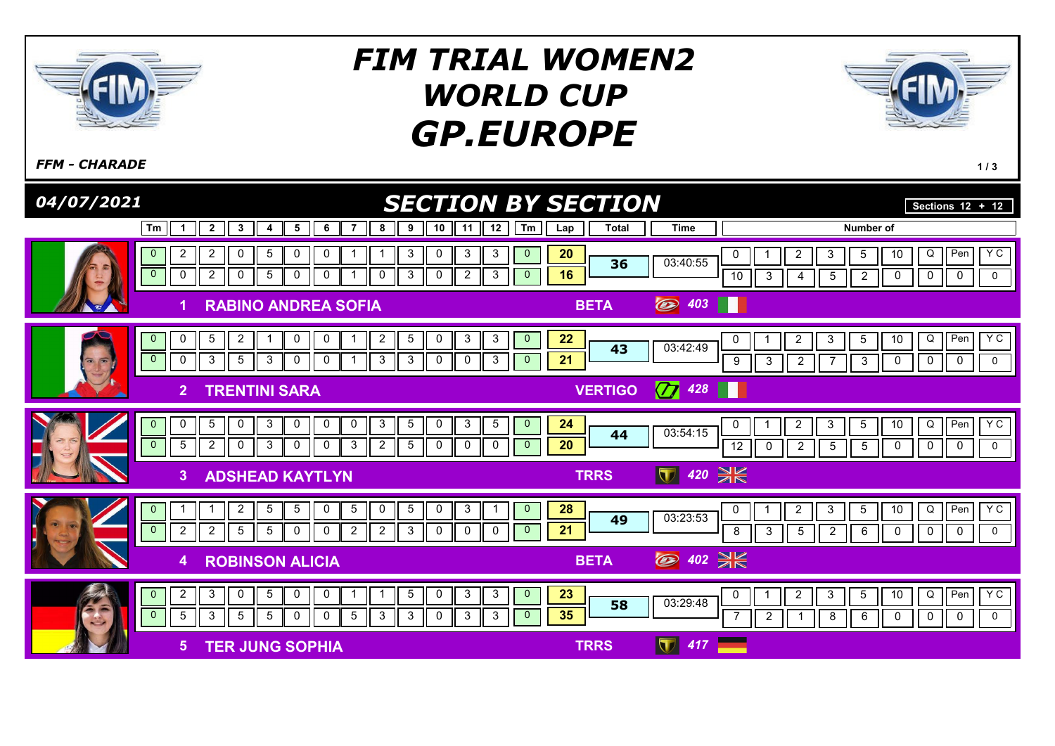# FIM TRIAL WOMEN2 WORLD CUP GP.EUROPE

*FFM - CHARADE*

## 04/07/2021 — SECTION BY SECTION

Sections 12 + 12

| Pos | Rider | Team/Make | Nr | Tm | 1 | 2 | 3 | 4 | 5 | 6 | 7 | 8 | 9 | 10 | 11 | 12 | Tm | Lap | Total | Time | 0 | 1 | 2 | 3 | 5 | 10 | Q | Pen | Y C |
|---|---|---|---|---|---|---|---|---|---|---|---|---|---|---|---|---|---|---|---|---|---|---|---|---|---|---|---|---|---|
| 1 | RABINO ANDREA SOFIA | BETA | 403 | 0 | 2 | 2 | 0 | 5 | 0 | 0 | 1 | 1 | 3 | 0 | 3 | 3 | 0 | 20 | 36 | 03:40:55 | 10 | 3 | 4 | 5 | 2 | 0 | 0 | 0 | 0 |
| | | | | 0 | 0 | 2 | 0 | 5 | 0 | 0 | 1 | 0 | 3 | 0 | 2 | 3 | 0 | 16 | | | | | | | | | | | |
| 2 | TRENTINI SARA | VERTIGO | 428 | 0 | 0 | 5 | 2 | 1 | 0 | 0 | 1 | 2 | 5 | 0 | 3 | 3 | 0 | 22 | 43 | 03:42:49 | 9 | 3 | 2 | 7 | 3 | 0 | 0 | 0 | 0 |
| | | | | 0 | 0 | 3 | 5 | 3 | 0 | 0 | 1 | 3 | 3 | 0 | 0 | 3 | 0 | 21 | | | | | | | | | | | |
| 3 | ADSHEAD KAYTLYN | TRRS | 420 | 0 | 0 | 5 | 0 | 3 | 0 | 0 | 0 | 3 | 5 | 0 | 3 | 5 | 0 | 24 | 44 | 03:54:15 | 12 | 0 | 2 | 5 | 5 | 0 | 0 | 0 | 0 |
| | | | | 0 | 5 | 2 | 0 | 3 | 0 | 0 | 3 | 2 | 5 | 0 | 0 | 0 | 0 | 20 | | | | | | | | | | | |
| 4 | ROBINSON ALICIA | BETA | 402 | 0 | 1 | 1 | 2 | 5 | 5 | 0 | 5 | 0 | 5 | 0 | 3 | 1 | 0 | 28 | 49 | 03:23:53 | 8 | 3 | 5 | 2 | 6 | 0 | 0 | 0 | 0 |
| | | | | 0 | 2 | 2 | 5 | 5 | 0 | 0 | 2 | 2 | 3 | 0 | 0 | 0 | 0 | 21 | | | | | | | | | | | |
| 5 | TER JUNG SOPHIA | TRRS | 417 | 0 | 2 | 3 | 0 | 5 | 0 | 0 | 1 | 1 | 5 | 0 | 3 | 3 | 0 | 23 | 58 | 03:29:48 | 7 | 2 | 1 | 8 | 6 | 0 | 0 | 0 | 0 |
| | | | | 0 | 5 | 3 | 5 | 5 | 0 | 0 | 5 | 3 | 3 | 0 | 3 | 3 | 0 | 35 | | | | | | | | | | | |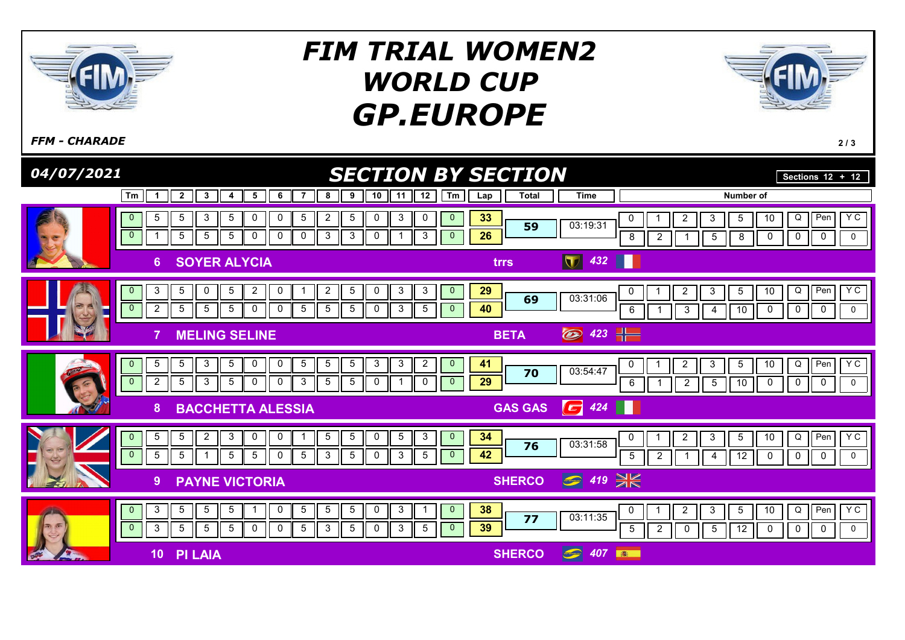# FIM TRIAL WOMEN2 WORLD CUP GP.EUROPE

*FFM - CHARADE*

## 04/07/2021 — SECTION BY SECTION

Sections 12 + 12

| Pos | Rider | Moto | Nr | Lap | Tm | 1 | 2 | 3 | 4 | 5 | 6 | 7 | 8 | 9 | 10 | 11 | 12 | Tm | Lap | Total | Time | 0 | 1 | 2 | 3 | 5 | 10 | Q | Pen | Y C |
|---|---|---|---|---|---|---|---|---|---|---|---|---|---|---|---|---|---|---|---|---|---|---|---|---|---|---|---|---|---|---|
| 6 | SOYER ALYCIA | trrs | 432 | 1 | 0 | 5 | 5 | 3 | 5 | 0 | 0 | 5 | 2 | 5 | 0 | 3 | 0 | 0 | 33 | 59 | 03:19:31 | 8 | 2 | 1 | 5 | 8 | 0 | 0 | 0 | 0 |
| | | | | 2 | 0 | 1 | 5 | 5 | 5 | 0 | 0 | 0 | 3 | 3 | 0 | 1 | 3 | 0 | 26 | | | | | | | | | | | |
| 7 | MELING SELINE | BETA | 423 | 1 | 0 | 3 | 5 | 0 | 5 | 2 | 0 | 1 | 2 | 5 | 0 | 3 | 3 | 0 | 29 | 69 | 03:31:06 | 6 | 1 | 3 | 4 | 10 | 0 | 0 | 0 | 0 |
| | | | | 2 | 0 | 2 | 5 | 5 | 5 | 0 | 0 | 5 | 5 | 5 | 0 | 3 | 5 | 0 | 40 | | | | | | | | | | | |
| 8 | BACCHETTA ALESSIA | GAS GAS | 424 | 1 | 0 | 5 | 5 | 3 | 5 | 0 | 0 | 5 | 5 | 5 | 3 | 3 | 2 | 0 | 41 | 70 | 03:54:47 | 6 | 1 | 2 | 5 | 10 | 0 | 0 | 0 | 0 |
| | | | | 2 | 0 | 2 | 5 | 3 | 5 | 0 | 0 | 3 | 5 | 5 | 0 | 1 | 0 | 0 | 29 | | | | | | | | | | | |
| 9 | PAYNE VICTORIA | SHERCO | 419 | 1 | 0 | 5 | 5 | 2 | 3 | 0 | 0 | 1 | 5 | 5 | 0 | 5 | 3 | 0 | 34 | 76 | 03:31:58 | 5 | 2 | 1 | 4 | 12 | 0 | 0 | 0 | 0 |
| | | | | 2 | 0 | 5 | 5 | 1 | 5 | 5 | 0 | 5 | 3 | 5 | 0 | 3 | 5 | 0 | 42 | | | | | | | | | | | |
| 10 | PI LAIA | SHERCO | 407 | 1 | 0 | 3 | 5 | 5 | 5 | 1 | 0 | 5 | 5 | 5 | 0 | 3 | 1 | 0 | 38 | 77 | 03:11:35 | 5 | 2 | 0 | 5 | 12 | 0 | 0 | 0 | 0 |
| | | | | 2 | 0 | 3 | 5 | 5 | 5 | 0 | 0 | 5 | 3 | 5 | 0 | 3 | 5 | 0 | 39 | | | | | | | | | | | |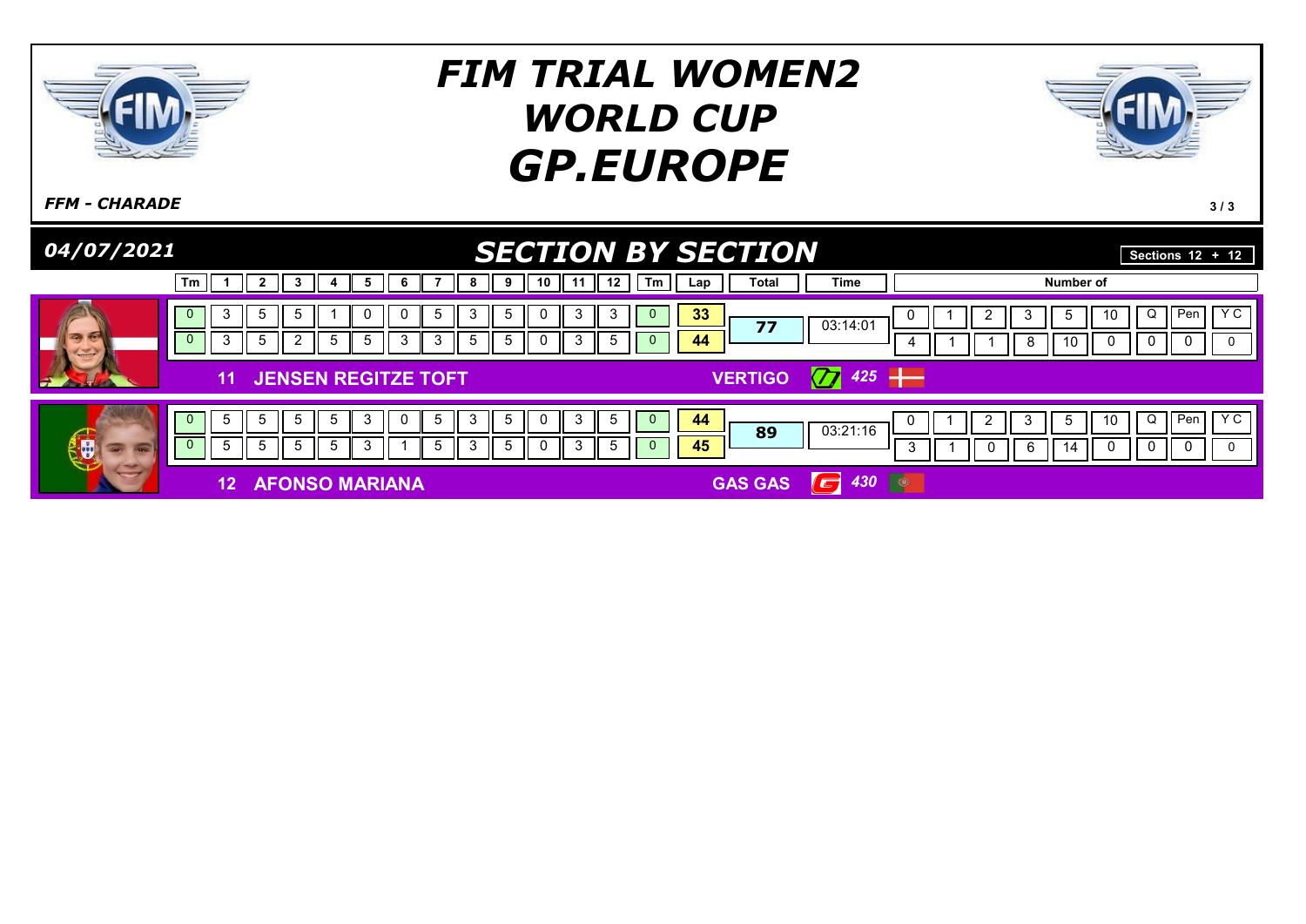# *FIM TRIAL WOMEN2 WORLD CUP GP.EUROPE*

*FFM - CHARADE*

*04/07/2021*

## *SECTION BY SECTION*

**Sections 12 + 12**

| Rider | Tm | 1 | 2 | 3 | 4 | 5 | 6 | 7 | 8 | 9 | 10 | 11 | 12 | Tm | Lap | Total | Time | Number of 0 | 1 | 2 | 3 | 5 | 10 | Q | Pen | Y C |
|---|---|---|---|---|---|---|---|---|---|---|---|---|---|---|---|---|---|---|---|---|---|---|---|---|---|---|
| 11 JENSEN REGITZE TOFT – VERTIGO 425 | 0 | 3 | 5 | 5 | 1 | 0 | 0 | 5 | 3 | 5 | 0 | 3 | 3 | 0 | 33 | 77 | 03:14:01 | 4 | 1 | 1 | 8 | 10 | 0 | 0 | 0 | 0 |
| | 0 | 3 | 5 | 2 | 5 | 5 | 3 | 3 | 5 | 5 | 0 | 3 | 5 | 0 | 44 | | | | | | | | | | | |
| 12 AFONSO MARIANA – GAS GAS 430 | 0 | 5 | 5 | 5 | 5 | 3 | 0 | 5 | 3 | 5 | 0 | 3 | 5 | 0 | 44 | 89 | 03:21:16 | 3 | 1 | 0 | 6 | 14 | 0 | 0 | 0 | 0 |
| | 0 | 5 | 5 | 5 | 5 | 3 | 1 | 5 | 3 | 5 | 0 | 3 | 5 | 0 | 45 | | | | | | | | | | | |